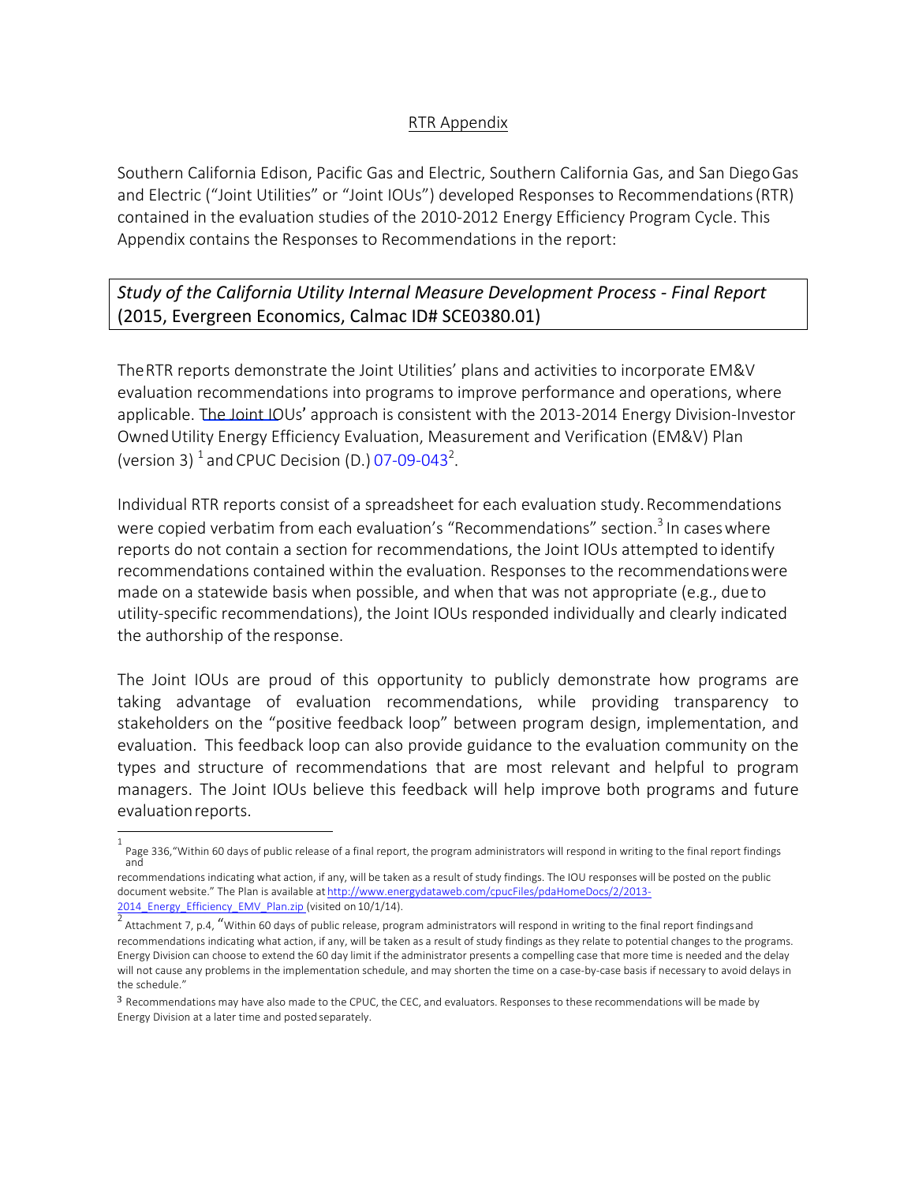## RTR Appendix

Southern California Edison, Pacific Gas and Electric, Southern California Gas, and San Diego Gas and Electric ("Joint Utilities" or "Joint IOUs") developed Responses to Recommendations (RTR) contained in the evaluation studies of the 2010-2012 Energy Efficiency Program Cycle. This Appendix contains the Responses to Recommendations in the report:

*Study of the California Utility Internal Measure Development Process - Final Report* (2015, Evergreen Economics, Calmac ID# SCE0380.01)

The RTR reports demonstrate the Joint Utilities' plans and activities to incorporate EM&V evaluation recommendations into programs to improve performance and operations, where applicable. The Joint IOUs' approach is consistent with the 2013-2014 Energy Division-Investor Owned Utility Energy Efficiency Evaluation, Measurement and Verification (EM&V) Plan (version 3) [1] and CPUC Decision (D.) 07-09-043[2].

Individual RTR reports consist of a spreadsheet for each evaluation study. Recommendations were copied verbatim from each evaluation's "Recommendations" section.[3] In cases where reports do not contain a section for recommendations, the Joint IOUs attempted to identify recommendations contained within the evaluation. Responses to the recommendations were made on a statewide basis when possible, and when that was not appropriate (e.g., due to utility-specific recommendations), the Joint IOUs responded individually and clearly indicated the authorship of the response.

The Joint IOUs are proud of this opportunity to publicly demonstrate how programs are taking advantage of evaluation recommendations, while providing transparency to stakeholders on the "positive feedback loop" between program design, implementation, and evaluation. This feedback loop can also provide guidance to the evaluation community on the types and structure of recommendations that are most relevant and helpful to program managers. The Joint IOUs believe this feedback will help improve both programs and future evaluation reports.

---

[1] Page 336, "Within 60 days of public release of a final report, the program administrators will respond in writing to the final report findings and recommendations indicating what action, if any, will be taken as a result of study findings. The IOU responses will be posted on the public document website." The Plan is available at http://www.energydataweb.com/cpucFiles/pdaHomeDocs/2/2013-2014_Energy_Efficiency_EMV_Plan.zip (visited on 10/1/14).

[2] Attachment 7, p.4, "Within 60 days of public release, program administrators will respond in writing to the final report findings and recommendations indicating what action, if any, will be taken as a result of study findings as they relate to potential changes to the programs. Energy Division can choose to extend the 60 day limit if the administrator presents a compelling case that more time is needed and the delay will not cause any problems in the implementation schedule, and may shorten the time on a case-by-case basis if necessary to avoid delays in the schedule."

[3] Recommendations may have also made to the CPUC, the CEC, and evaluators. Responses to these recommendations will be made by Energy Division at a later time and posted separately.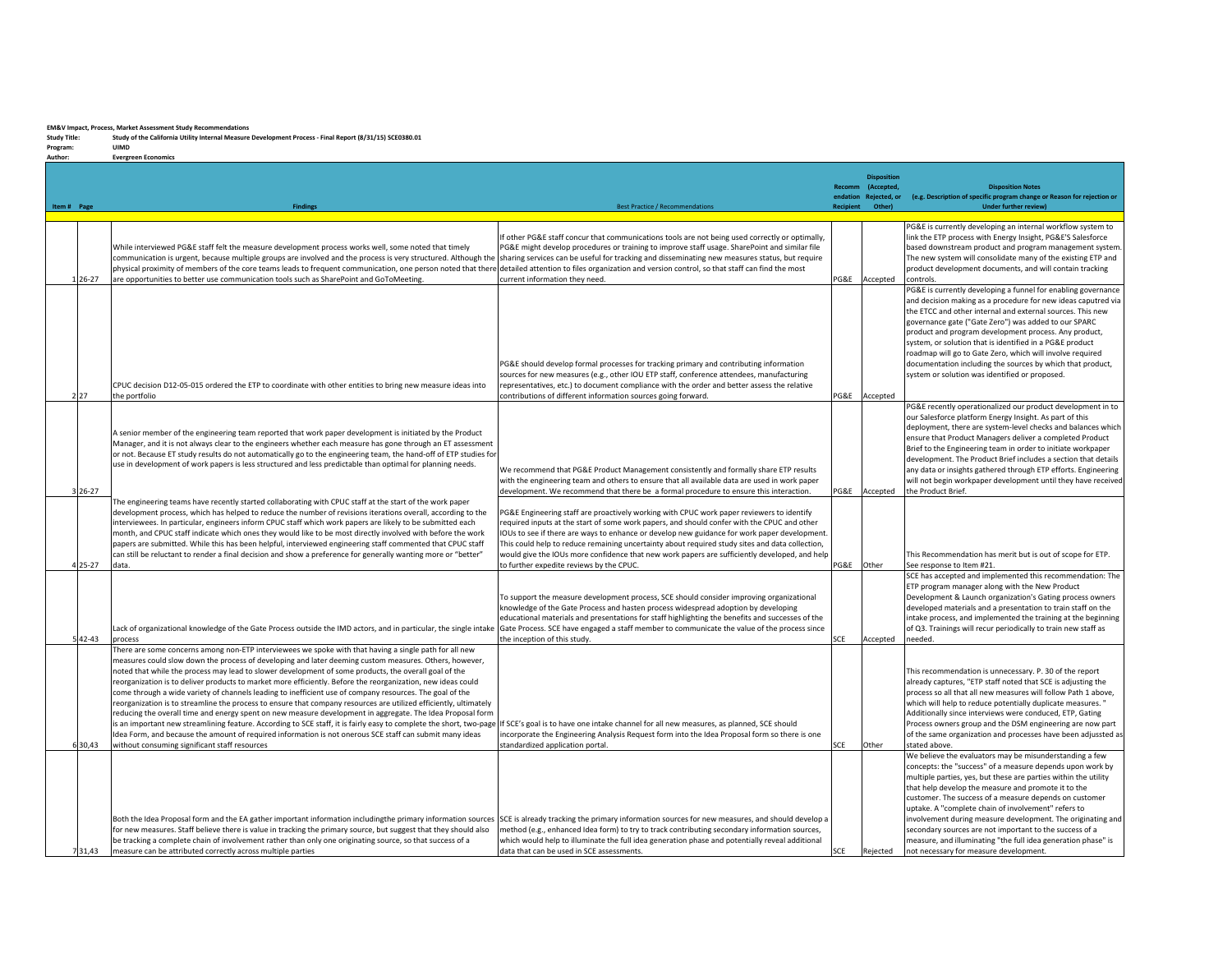**EM&V Impact, Process, Market Assessment Study Recommendations**

**Study Title:** Study of the California Utility Internal Measure Development Process - Final Report (8/31/15) SCE0380.01

**Program:** UIMD

**Author:** Evergreen Economics

| Item # | Page | Findings | Best Practice / Recommendations | Recommendation Recipient | Disposition (Accepted, Rejected, or Other) | Disposition Notes (e.g. Description of specific program change or Reason for rejection or Under further review) |
|---|---|---|---|---|---|---|
| 1 | 26-27 | While interviewed PG&E staff felt the measure development process works well, some noted that timely communication is urgent, because multiple groups are involved and the process is very structured. Although the physical proximity of members of the core teams leads to frequent communication, one person noted that there are opportunities to better use communication tools such as SharePoint and GoToMeeting. | If other PG&E staff concur that communications tools are not being used correctly or optimally, PG&E might develop procedures or training to improve staff usage. SharePoint and similar file sharing services can be useful for tracking and disseminating new measures status, but require detailed attention to files organization and version control, so that staff can find the most current information they need. | PG&E | Accepted | PG&E is currently developing an internal workflow system to link the ETP process with Energy Insight, PG&E'S Salesforce based downstream product and program management system. The new system will consolidate many of the existing ETP and product development documents, and will contain tracking controls. |
| 2 | 27 | CPUC decision D12-05-015 ordered the ETP to coordinate with other entities to bring new measure ideas into the portfolio | PG&E should develop formal processes for tracking primary and contributing information sources for new measures (e.g., other IOU ETP staff, conference attendees, manufacturing representatives, etc.) to document compliance with the order and better assess the relative contributions of different information sources going forward. | PG&E | Accepted | PG&E is currently developing a funnel for enabling governance and decision making as a procedure for new ideas caputred via the ETCC and other internal and external sources. This new governance gate ("Gate Zero") was added to our SPARC product and program development process. Any product, system, or solution that is identified in a PG&E product roadmap will go to Gate Zero, which will involve required documentation including the sources by which that product, system or solution was identified or proposed. |
| 3 | 26-27 | A senior member of the engineering team reported that work paper development is initiated by the Product Manager, and it is not always clear to the engineers whether each measure has gone through an ET assessment or not. Because ET study results do not automatically go to the engineering team, the hand-off of ETP studies for use in development of work papers is less structured and less predictable than optimal for planning needs. | We recommend that PG&E Product Management consistently and formally share ETP results with the engineering team and others to ensure that all available data are used in work paper development. We recommend that there be a formal procedure to ensure this interaction. | PG&E | Accepted | PG&E recently operationalized our product development in to our Salesforce platform Energy Insight. As part of this deployment, there are system-level checks and balances which ensure that Product Managers deliver a completed Product Brief to the Engineering team in order to initiate workpaper development. The Product Brief includes a section that details any data or insights gathered through ETP efforts. Engineering will not begin workpaper development until they have received the Product Brief. |
| 4 | 25-27 | The engineering teams have recently started collaborating with CPUC staff at the start of the work paper development process, which has helped to reduce the number of revisions iterations overall, according to the interviewees. In particular, engineers inform CPUC staff which work papers are likely to be submitted each month, and CPUC staff indicate which ones they would like to be most directly involved with before the work papers are submitted. While this has been helpful, interviewed engineering staff commented that CPUC staff can still be reluctant to render a final decision and show a preference for generally wanting more or "better" data. | PG&E Engineering staff are proactively working with CPUC work paper reviewers to identify required inputs at the start of some work papers, and should confer with the CPUC and other IOUs to see if there are ways to enhance or develop new guidance for work paper development. This could help to reduce remaining uncertainty about required study sites and data collection, would give the IOUs more confidence that new work papers are sufficiently developed, and help to further expedite reviews by the CPUC. | PG&E | Other | This Recommendation has merit but is out of scope for ETP. See response to Item #21. |
| 5 | 42-43 | Lack of organizational knowledge of the Gate Process outside the IMD actors, and in particular, the single intake process | To support the measure development process, SCE should consider improving organizational knowledge of the Gate Process and hasten process widespread adoption by developing educational materials and presentations for staff highlighting the benefits and successes of the Gate Process. SCE have engaged a staff member to communicate the value of the process since the inception of this study. | SCE | Accepted | SCE has accepted and implemented this recommendation: The ETP program manager along with the New Product Development & Launch organization's Gating process owners developed materials and a presentation to train staff on the intake process, and implemented the training at the beginning of Q3. Trainings will recur periodically to train new staff as needed. |
| 6 | 30,43 | There are some concerns among non-ETP interviewees we spoke with that having a single path for all new measures could slow down the process of developing and later deeming custom measures. Others, however, noted that while the process may lead to slower development of some products, the overall goal of the reorganization is to deliver products to market more efficiently. Before the reorganization, new ideas could come through a wide variety of channels leading to inefficient use of company resources. The goal of the reorganization is to streamline the process to ensure that company resources are utilized efficiently, ultimately reducing the overall time and energy spent on new measure development in aggregate. The Idea Proposal form is an important new streamlining feature. According to SCE staff, it is fairly easy to complete the short, two-page Idea Form, and because the amount of required information is not onerous SCE staff can submit many ideas without consuming significant staff resources | If SCE's goal is to have one intake channel for all new measures, as planned, SCE should incorporate the Engineering Analysis Request form into the Idea Proposal form so there is one standardized application portal. | SCE | Other | This recommendation is unnecessary. P. 30 of the report already captures, "ETP staff noted that SCE is adjusting the process so that all all new measures will follow Path 1 above, which will help to reduce potentially duplicate measures. " Additionally since interviews were conduced, ETP, Gating Process owners group and the DSM engineering are now part of the same organization and processes have been adjussted as stated above. |
| 7 | 31,43 | Both the Idea Proposal form and the EA gather important information includingthe primary information sources for new measures. Staff believe there is value in tracking the primary source, but suggest that they should also be tracking a complete chain of involvement rather than only one originating source, so that success of a measure can be attributed correctly across multiple parties | SCE is already tracking the primary information sources for new measures, and should develop a method (e.g., enhanced Idea form) to try to track contributing secondary information sources, which would help to illuminate the full idea generation phase and potentially reveal additional data that can be used in SCE assessments. | SCE | Rejected | We believe the evaluators may be misunderstanding a few concepts: the "success" of a measure depends upon work by multiple parties, yes, but these are parties within the utility that help develop the measure and promote it to the customer. The success of a measure depends on customer uptake. A "complete chain of involvement" refers to involvement during measure development. The originating and secondary sources are not important to the success of a measure, and illuminating "the full idea generation phase" is not necessary for measure development. |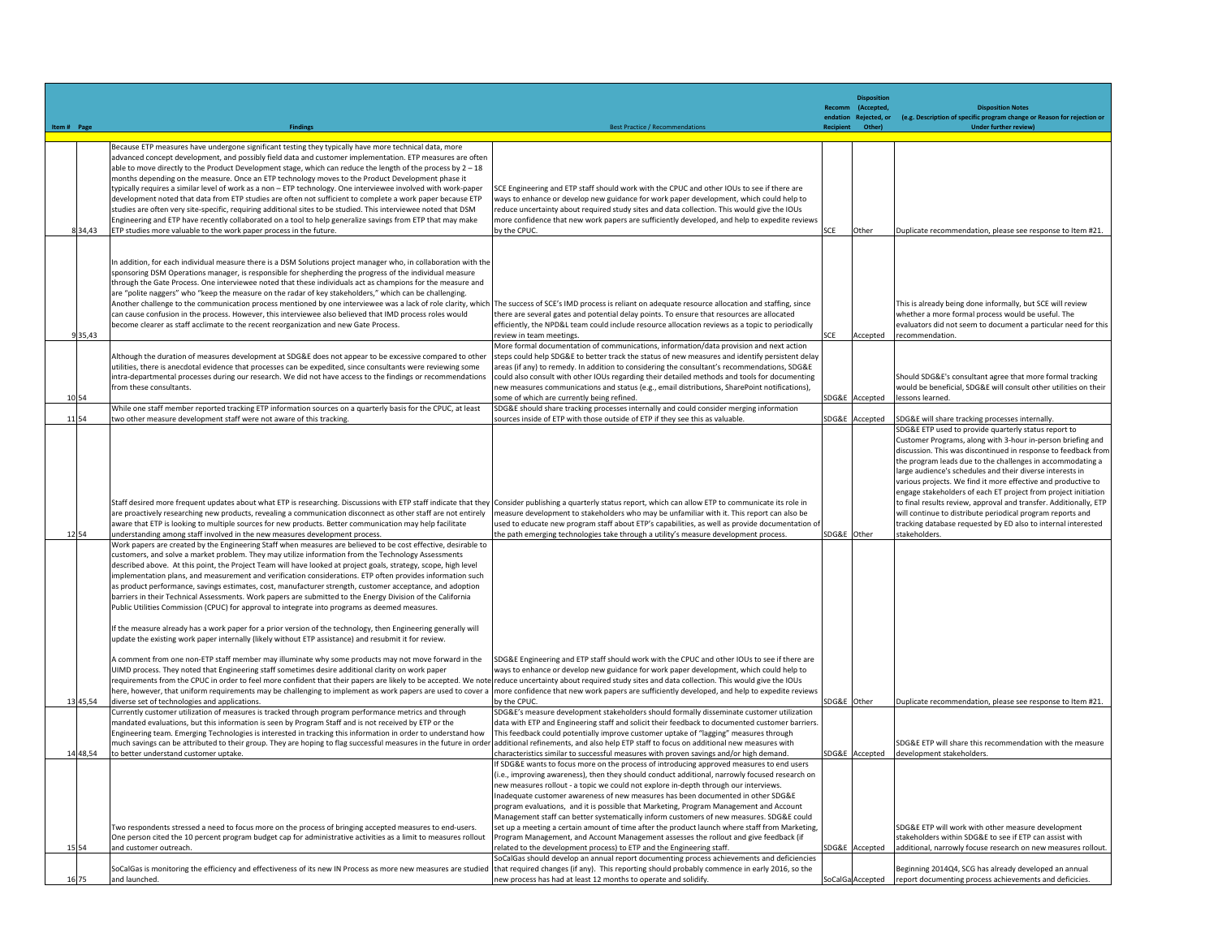| Item # | Page | Findings | Best Practice / Recommendations | Recommendation Recipient | Disposition (Accepted, Rejected, or Other) | Disposition Notes (e.g. Description of specific program change or Reason for rejection or Under further review) |
|---|---|---|---|---|---|---|
| 8 | 34,43 | Because ETP measures have undergone significant testing they typically have more technical data, more advanced concept development, and possibly field data and customer implementation. ETP measures are often able to move directly to the Product Development stage, which can reduce the length of the process by 2 – 18 months depending on the measure. Once an ETP technology moves to the Product Development phase it typically requires a similar level of work as a non – ETP technology. One interviewee involved with work-paper development noted that data from ETP studies are often not sufficient to complete a work paper because ETP studies are often very site-specific, requiring additional sites to be studied. This interviewee noted that DSM Engineering and ETP have recently collaborated on a tool to help generalize savings from ETP that may make ETP studies more valuable to the work paper process in the future. | SCE Engineering and ETP staff should work with the CPUC and other IOUs to see if there are ways to enhance or develop new guidance for work paper development, which could help to reduce uncertainty about required study sites and data collection. This would give the IOUs more confidence that new work papers are sufficiently developed, and help to expedite reviews by the CPUC. | SCE | Other | Duplicate recommendation, please see response to Item #21. |
| 9 | 35,43 | In addition, for each individual measure there is a DSM Solutions project manager who, in collaboration with the sponsoring DSM Operations manager, is responsible for shepherding the progress of the individual measure through the Gate Process. One interviewee noted that these individuals act as champions for the measure and are "polite naggers" who "keep the measure on the radar of key stakeholders," which can be challenging. Another challenge to the communication process mentioned by one interviewee was a lack of role clarity, which can cause confusion in the process. However, this interviewee also believed that IMD process roles would become clearer as staff acclimate to the recent reorganization and new Gate Process. | The success of SCE's IMD process is reliant on adequate resource allocation and staffing, since there are several gates and potential delay points. To ensure that resources are allocated efficiently, the NPD&L team could include resource allocation reviews as a topic to periodically review in team meetings. | SCE | Accepted | This is already being done informally, but SCE will review whether a more formal process would be useful. The evaluators did not seem to document a particular need for this recommendation. |
| 10 | 54 | Although the duration of measures development at SDG&E does not appear to be excessive compared to other utilities, there is anecdotal evidence that processes can be expedited, since consultants were reviewing some intra-departmental processes during our research. We did not have access to the findings or recommendations from these consultants. | More formal documentation of communications, information/data provision and next action steps could help SDG&E to better track the status of new measures and identify persistent delay areas (if any) to remedy. In addition to considering the consultant's recommendations, SDG&E could also consult with other IOUs regarding their detailed methods and tools for documenting new measures communications and status (e.g., email distributions, SharePoint notifications), some of which are currently being refined. | SDG&E | Accepted | Should SDG&E's consultant agree that more formal tracking would be beneficial, SDG&E will consult other utilities on their lessons learned. |
| 11 | 54 | While one staff member reported tracking ETP information sources on a quarterly basis for the CPUC, at least two other measure development staff were not aware of this tracking. | SDG&E should share tracking processes internally and could consider merging information sources inside of ETP with those outside of ETP if they see this as valuable. | SDG&E | Accepted | SDG&E will share tracking processes internally. |
| 12 | 54 | Staff desired more frequent updates about what ETP is researching. Discussions with ETP staff indicate that they are proactively researching new products, revealing a communication disconnect as other staff are not entirely aware that ETP is looking to multiple sources for new products. Better communication may help facilitate understanding among staff involved in the new measures development process. | Consider publishing a quarterly status report, which can allow ETP to communicate its role in measure development to stakeholders who may be unfamiliar with it. This report can also be used to educate new program staff about ETP's capabilities, as well as provide documentation of the path emerging technologies take through a utility's measure development process. | SDG&E | Other | SDG&E ETP used to provide quarterly status report to Customer Programs, along with 3-hour in-person briefing and discussion. This was discontinued in response to feedback from the program leads due to the challenges in accommodating a large audience's schedules and their diverse interests in various projects. We find it more effective and productive to engage stakeholders of each ET project from project initiation to final results review, approval and transfer. Additionally, ETP will continue to distribute periodical program reports and tracking database requested by ED also to internal interested stakeholders. |
| 13 | 45,54 | Work papers are created by the Engineering Staff when measures are believed to be cost effective, desirable to customers, and solve a market problem. They may utilize information from the Technology Assessments described above. At this point, the Project Team will have looked at project goals, strategy, scope, high level implementation plans, and measurement and verification considerations. ETP often provides information such as product performance, savings estimates, cost, manufacturer strength, customer acceptance, and adoption barriers in their Technical Assessments. Work papers are submitted to the Energy Division of the California Public Utilities Commission (CPUC) for approval to integrate into programs as deemed measures.<br><br>If the measure already has a work paper for a prior version of the technology, then Engineering generally will update the existing work paper internally (likely without ETP assistance) and resubmit it for review.<br><br>A comment from one non-ETP staff member may illuminate why some products may not move forward in the UIMD process. They noted that Engineering staff sometimes desire additional clarity on work paper requirements from the CPUC in order to feel more confident that their papers are likely to be accepted. We note here, however, that uniform requirements may be challenging to implement as work papers are used to cover a diverse set of technologies and applications. | SDG&E Engineering and ETP staff should work with the CPUC and other IOUs to see if there are ways to enhance or develop new guidance for work paper development, which could help to reduce uncertainty about required study sites and data collection. This would give the IOUs more confidence that new work papers are sufficiently developed, and help to expedite reviews by the CPUC. | SDG&E | Other | Duplicate recommendation, please see response to Item #21. |
| 14 | 48,54 | Currently customer utilization of measures is tracked through program performance metrics and through mandated evaluations, but this information is seen by Program Staff and is not received by ETP or the Engineering team. Emerging Technologies is interested in tracking this information in order to understand how much savings can be attributed to their group. They are hoping to flag successful measures in the future in order to better understand customer uptake. | SDG&E's measure development stakeholders should formally disseminate customer utilization data with ETP and Engineering staff and solicit their feedback to documented customer barriers. This feedback could potentially improve customer uptake of "lagging" measures through additional refinements, and also help ETP staff to focus on additional new measures with characteristics similar to successful measures with proven savings and/or high demand. | SDG&E | Accepted | SDG&E ETP will share this recommendation with the measure development stakeholders. |
| 15 | 54 | Two respondents stressed a need to focus more on the process of bringing accepted measures to end-users. One person cited the 10 percent program budget cap for administrative activities as a limit to measures rollout and customer outreach. | If SDG&E wants to focus more on the process of introducing approved measures to end users (i.e., improving awareness), then they should conduct additional, narrowly focused research on new measures rollout - a topic we could not explore in-depth through our interviews. Inadequate customer awareness of new measures has been documented in other SDG&E program evaluations, and it is possible that Marketing, Program Management and Account Management staff can better systematically inform customers of new measures. SDG&E could set up a meeting a certain amount of time after the product launch where staff from Marketing, Program Management, and Account Management assesses the rollout and give feedback (if related to the development process) to ETP and the Engineering staff. | SDG&E | Accepted | SDG&E ETP will work with other measure development stakeholders within SDG&E to see if ETP can assist with additional, narrowly focuse research on new measures rollout. |
| 16 | 75 | SoCalGas is monitoring the efficiency and effectiveness of its new IN Process as more new measures are studied and launched. | SoCalGas should develop an annual report documenting process achievements and deficiencies that required changes (if any). This reporting should probably commence in early 2016, so the new process has had at least 12 months to operate and solidify. | SoCalGas | Accepted | Beginning 2014Q4, SCG has already developed an annual report documenting process achievements and deficicies. |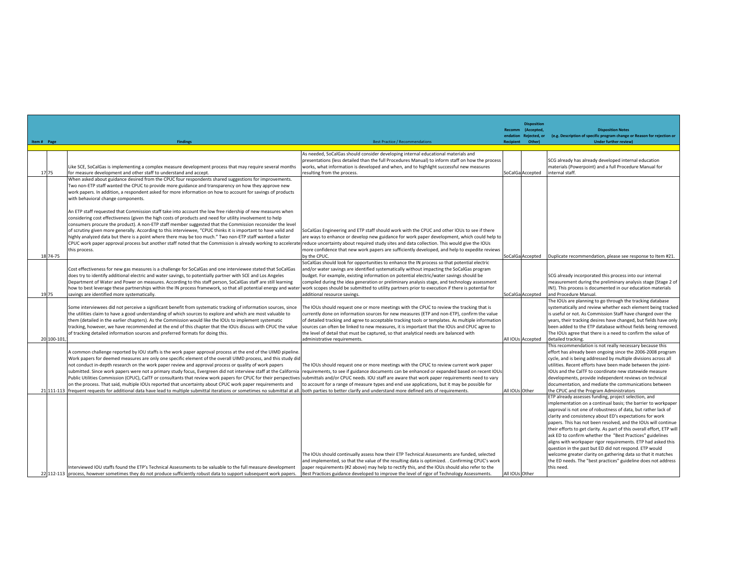| Item # | Page | Findings | Best Practice / Recommendations | Recommendation Recipient | Disposition (Accepted, Rejected, or Other) | Disposition Notes (e.g. Description of specific program change or Reason for rejection or Under further review) |
|---|---|---|---|---|---|---|
| 17 | 75 | Like SCE, SoCalGas is implementing a complex measure development process that may require several months for measure development and other staff to understand and accept. | As needed, SoCalGas should consider developing internal educational materials and presentations (less detailed than the full Procedures Manual) to inform staff on how the process works, what information is developed and when, and to highlight successful new measures resulting from the process. | SoCalGa | Accepted | SCG already has already developed internal education materials (Powerpoint) and a full Procedure Manual for internal staff. |
| 18 | 74-75 | When asked about guidance desired from the CPUC four respondents shared suggestions for improvements. Two non-ETP staff wanted the CPUC to provide more guidance and transparency on how they approve new work papers. In addition, a respondent asked for more information on how to account for savings of products with behavioral change components.<br><br>An ETP staff requested that Commission staff take into account the low free ridership of new measures when considering cost effectiveness (given the high costs of products and need for utility involvement to help consumers procure the product). A non-ETP staff member suggested that the Commission reconsider the level of scrutiny given more generally. According to this interviewee, "CPUC thinks it is important to have valid and highly analyzed data but there is a point where there may be too much." Two non-ETP staff wanted a faster CPUC work paper approval process but another staff noted that the Commission is already working to accelerate this process. | SoCalGas Engineering and ETP staff should work with the CPUC and other IOUs to see if there are ways to enhance or develop new guidance for work paper development, which could help to reduce uncertainty about required study sites and data collection. This would give the IOUs more confidence that new work papers are sufficiently developed, and help to expedite reviews by the CPUC. | SoCalGa | Accepted | Duplicate recommendation, please see response to Item #21. |
| 19 | 75 | Cost effectiveness for new gas measures is a challenge for SoCalGas and one interviewee stated that SoCalGas does try to identify additional electric and water savings, to potentially partner with SCE and Los Angeles Department of Water and Power on measures. According to this staff person, SoCalGas staff are still learning how to best leverage these partnerships within the IN process framework, so that all potential energy and water savings are identified more systematically. | SoCalGas should look for opportunities to enhance the IN process so that potential electric and/or water savings are identified systematically without impacting the SoCalGas program budget. For example, existing information on potential electric/water savings should be compiled during the idea generation or preliminary analysis stage, and technology assessment work scopes should be submitted to utility partners prior to execution if there is potential for additional resource savings. | SoCalGa | Accepted | SCG already incorporated this process into our internal measurement during the preliminary analysis stage (Stage 2 of IN!). This process is documented in our education materials and Procedure Manual. |
| 20 | 100-101, | Some interviewees did not perceive a significant benefit from systematic tracking of information sources, since the utilities claim to have a good understanding of which sources to explore and which are most valuable to them (detailed in the earlier chapters). As the Commission would like the IOUs to implement systematic tracking, however, we have recommended at the end of this chapter that the IOUs discuss with CPUC the value of tracking detailed information sources and preferred formats for doing this. | The IOUs should request one or more meetings with the CPUC to review the tracking that is currently done on information sources for new measures (ETP and non-ETP), confirm the value of detailed tracking and agree to acceptable tracking tools or templates. As multiple information sources can often be linked to new measures, it is important that the IOUs and CPUC agree to the level of detail that must be captured, so that analytical needs are balanced with administrative requirements. | All IOUs | Accepted | The IOUs are planning to go through the tracking database systematically and review whether each element being tracked is useful or not. As Commission Staff have changed over the years, their tracking desires have changed, but fields have only been added to the ETP database without fields being removed. The IOUs agree that there is a need to confirm the value of detailed tracking. |
| 21 | 111-113 | A common challenge reported by IOU staffs is the work paper approval process at the end of the UIMD pipeline. Work papers for deemed measures are only one specific element of the overall UIMD process, and this study did not conduct in-depth research on the work paper review and approval process or quality of work papers submitted. Since work papers were not a primary study focus, Evergreen did not interview staff at the California Public Utilities Commission (CPUC), CalTF or consultants that review work papers for CPUC for their perspectives on the process. That said, multiple IOUs reported that uncertainty about CPUC work paper requirements and frequent requests for additional data have lead to multiple submittal iterations or sometimes no submittal at all. | The IOUs should request one or more meetings with the CPUC to review current work paper requirements, to see if guidance documents can be enhanced or expanded based on recent IOUs submittals and/or CPUC needs. IOU staff are aware that work paper requirements need to vary to account for a range of measure types and end use applications, but it may be possible for both parties to better clarify and understand more defined sets of requirements. | All IOUs | Other | This recommendation is not really necessary because this effort has already been ongoing since the 2006-2008 program cycle, and is being addressed by multiple divisions across all utilities. Recent efforts have been made between the joint-IOUs and the CalTF to coordinate new statewide measure developments, provide independent reviews on technical documentation, and mediate the communications between the CPUC and the Program Administrators |
| 22 | 112-113 | Interviewed IOU staffs found the ETP's Technical Assessments to be valuable to the full measure development process, however sometimes they do not produce sufficiently robust data to support subsequent work papers. | The IOUs should continually assess how their ETP Technical Assessments are funded, selected and implemented, so that the value of the resulting data is optimized. . Confirming CPUC's work paper requirements (#2 above) may help to rectify this, and the IOUs should also refer to the Best Practices guidance developed to improve the level of rigor of Technology Assessments. | All IOUs | Other | ETP already assesses funding, project selection, and implementation on a continual basis; the barrier to workpaper approval is not one of robustness of data, but rather lack of clarity and consistency about ED's expectations for work papers. This has not been resolved, and the IOUs will continue their efforts to get clarity. As part of this overall effort, ETP will ask ED to confirm whether the "Best Practices" guidelines aligns with workpaper rigor requirements. ETP had asked this question in the past but ED did not respond. ETP would welcome greater clarity on gathering data so that it matches the ED needs. The "best practices" guideline does not address this need. |